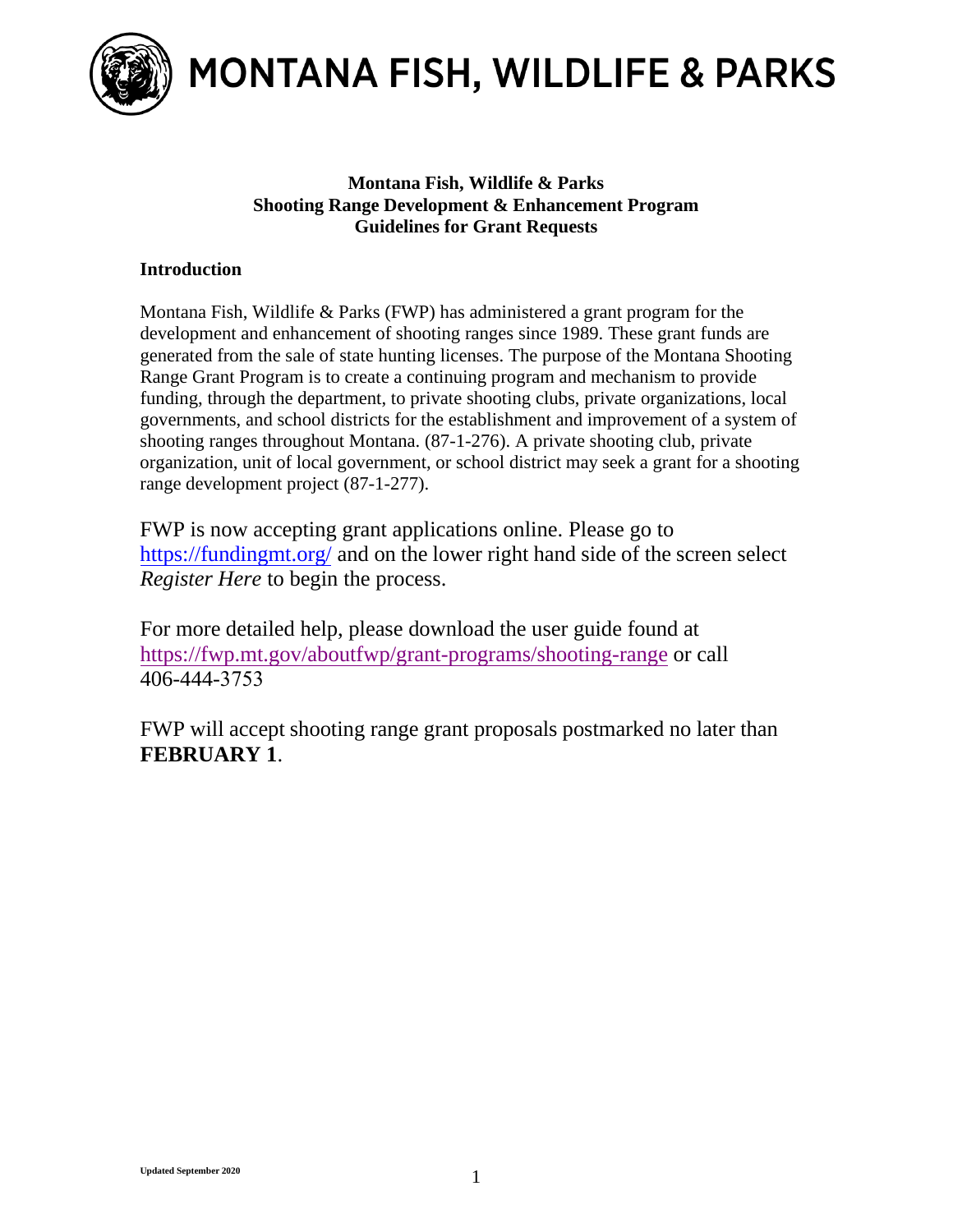# MONTANA FISH, WILDLIFE & PARKS

**Montana Fish, Wildlife & Parks**
**Shooting Range Development & Enhancement Program**
**Guidelines for Grant Requests**

## Introduction

Montana Fish, Wildlife & Parks (FWP) has administered a grant program for the development and enhancement of shooting ranges since 1989. These grant funds are generated from the sale of state hunting licenses. The purpose of the Montana Shooting Range Grant Program is to create a continuing program and mechanism to provide funding, through the department, to private shooting clubs, private organizations, local governments, and school districts for the establishment and improvement of a system of shooting ranges throughout Montana. (87-1-276). A private shooting club, private organization, unit of local government, or school district may seek a grant for a shooting range development project (87-1-277).

FWP is now accepting grant applications online. Please go to https://fundingmt.org/ and on the lower right hand side of the screen select *Register Here* to begin the process.

For more detailed help, please download the user guide found at https://fwp.mt.gov/aboutfwp/grant-programs/shooting-range or call 406-444-3753

FWP will accept shooting range grant proposals postmarked no later than **FEBRUARY 1**.

Updated September 2020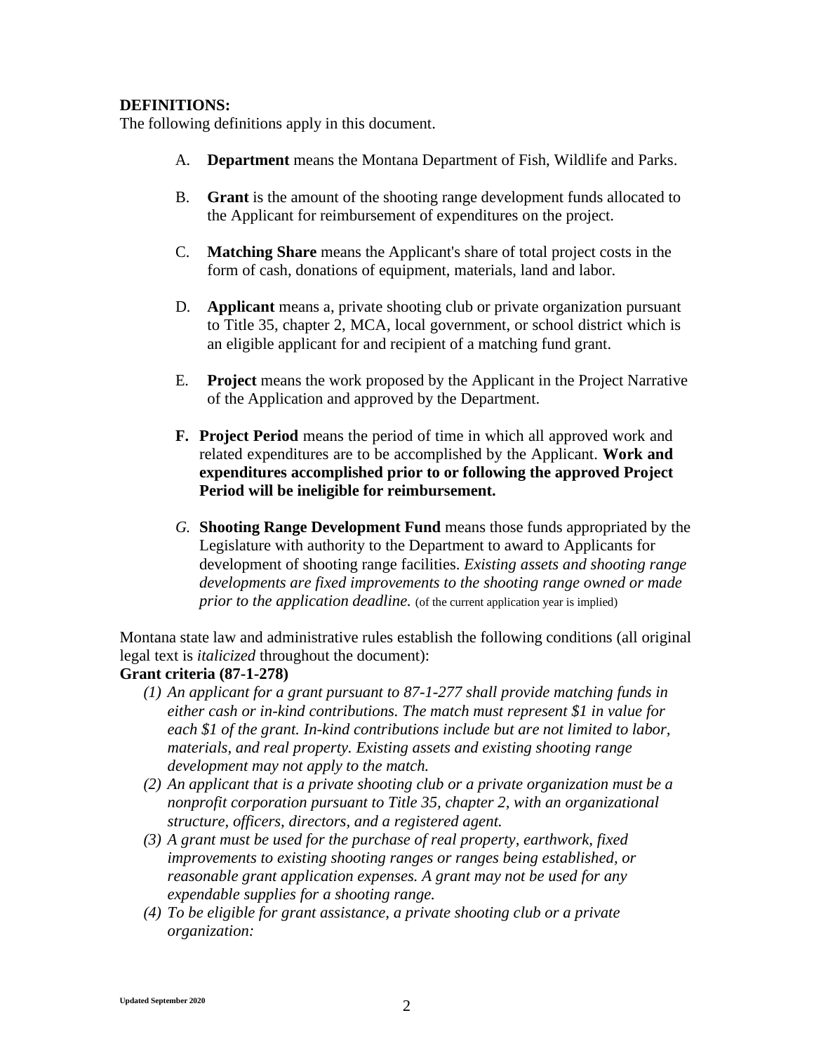**DEFINITIONS:**

The following definitions apply in this document.

A. **Department** means the Montana Department of Fish, Wildlife and Parks.

B. **Grant** is the amount of the shooting range development funds allocated to the Applicant for reimbursement of expenditures on the project.

C. **Matching Share** means the Applicant's share of total project costs in the form of cash, donations of equipment, materials, land and labor.

D. **Applicant** means a, private shooting club or private organization pursuant to Title 35, chapter 2, MCA, local government, or school district which is an eligible applicant for and recipient of a matching fund grant.

E. **Project** means the work proposed by the Applicant in the Project Narrative of the Application and approved by the Department.

**F. Project Period** means the period of time in which all approved work and related expenditures are to be accomplished by the Applicant. **Work and expenditures accomplished prior to or following the approved Project Period will be ineligible for reimbursement.**

*G.* **Shooting Range Development Fund** means those funds appropriated by the Legislature with authority to the Department to award to Applicants for development of shooting range facilities. *Existing assets and shooting range developments are fixed improvements to the shooting range owned or made prior to the application deadline.* (of the current application year is implied)

Montana state law and administrative rules establish the following conditions (all original legal text is *italicized* throughout the document):

**Grant criteria (87-1-278)**

*(1) An applicant for a grant pursuant to 87-1-277 shall provide matching funds in either cash or in-kind contributions. The match must represent $1 in value for each $1 of the grant. In-kind contributions include but are not limited to labor, materials, and real property. Existing assets and existing shooting range development may not apply to the match.*

*(2) An applicant that is a private shooting club or a private organization must be a nonprofit corporation pursuant to Title 35, chapter 2, with an organizational structure, officers, directors, and a registered agent.*

*(3) A grant must be used for the purchase of real property, earthwork, fixed improvements to existing shooting ranges or ranges being established, or reasonable grant application expenses. A grant may not be used for any expendable supplies for a shooting range.*

*(4) To be eligible for grant assistance, a private shooting club or a private organization:*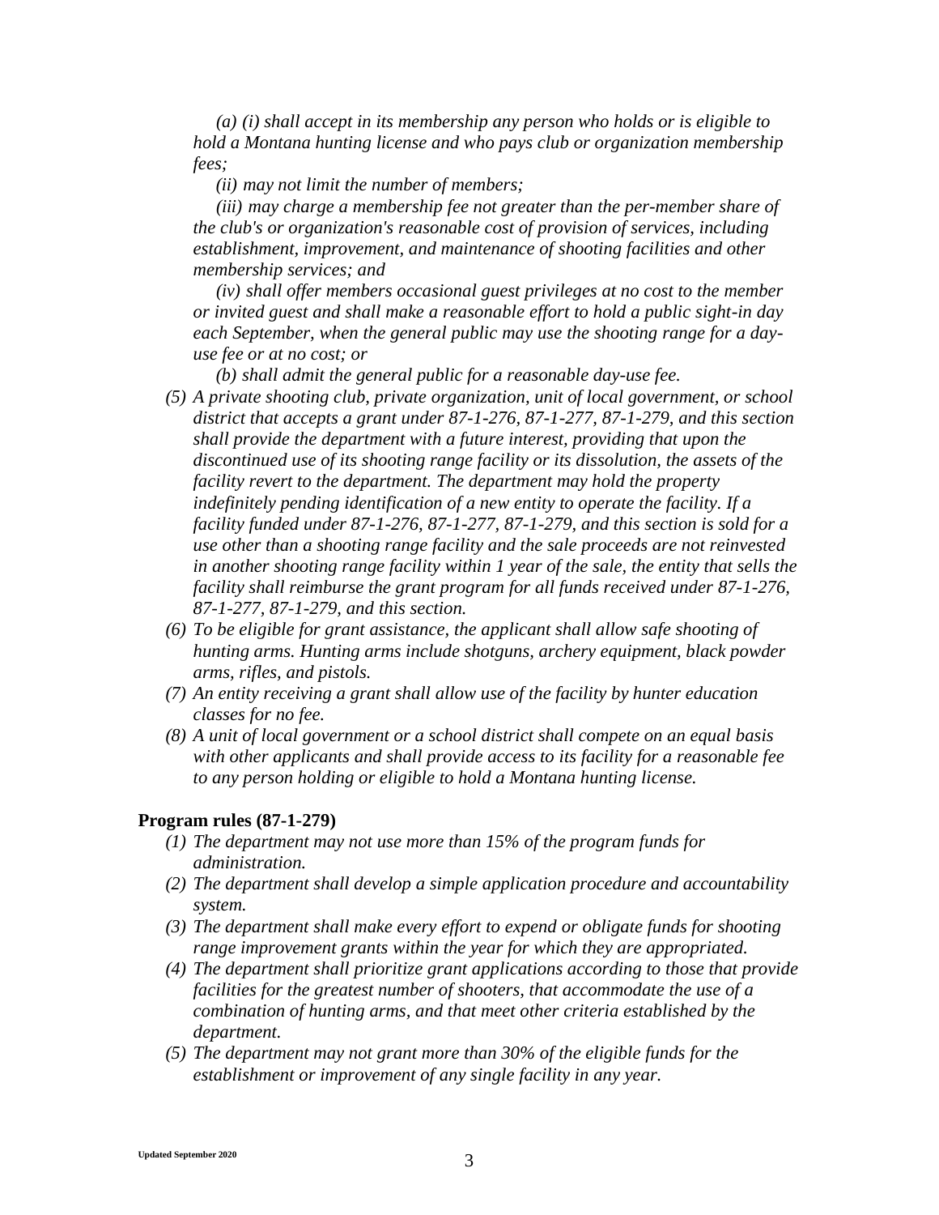*(a) (i) shall accept in its membership any person who holds or is eligible to hold a Montana hunting license and who pays club or organization membership fees;*

*(ii) may not limit the number of members;*

*(iii) may charge a membership fee not greater than the per-member share of the club's or organization's reasonable cost of provision of services, including establishment, improvement, and maintenance of shooting facilities and other membership services; and*

*(iv) shall offer members occasional guest privileges at no cost to the member or invited guest and shall make a reasonable effort to hold a public sight-in day each September, when the general public may use the shooting range for a day-use fee or at no cost; or*

*(b) shall admit the general public for a reasonable day-use fee.*

*(5) A private shooting club, private organization, unit of local government, or school district that accepts a grant under 87-1-276, 87-1-277, 87-1-279, and this section shall provide the department with a future interest, providing that upon the discontinued use of its shooting range facility or its dissolution, the assets of the facility revert to the department. The department may hold the property indefinitely pending identification of a new entity to operate the facility. If a facility funded under 87-1-276, 87-1-277, 87-1-279, and this section is sold for a use other than a shooting range facility and the sale proceeds are not reinvested in another shooting range facility within 1 year of the sale, the entity that sells the facility shall reimburse the grant program for all funds received under 87-1-276, 87-1-277, 87-1-279, and this section.*

*(6) To be eligible for grant assistance, the applicant shall allow safe shooting of hunting arms. Hunting arms include shotguns, archery equipment, black powder arms, rifles, and pistols.*

*(7) An entity receiving a grant shall allow use of the facility by hunter education classes for no fee.*

*(8) A unit of local government or a school district shall compete on an equal basis with other applicants and shall provide access to its facility for a reasonable fee to any person holding or eligible to hold a Montana hunting license.*

**Program rules (87-1-279)**

*(1) The department may not use more than 15% of the program funds for administration.*

*(2) The department shall develop a simple application procedure and accountability system.*

*(3) The department shall make every effort to expend or obligate funds for shooting range improvement grants within the year for which they are appropriated.*

*(4) The department shall prioritize grant applications according to those that provide facilities for the greatest number of shooters, that accommodate the use of a combination of hunting arms, and that meet other criteria established by the department.*

*(5) The department may not grant more than 30% of the eligible funds for the establishment or improvement of any single facility in any year.*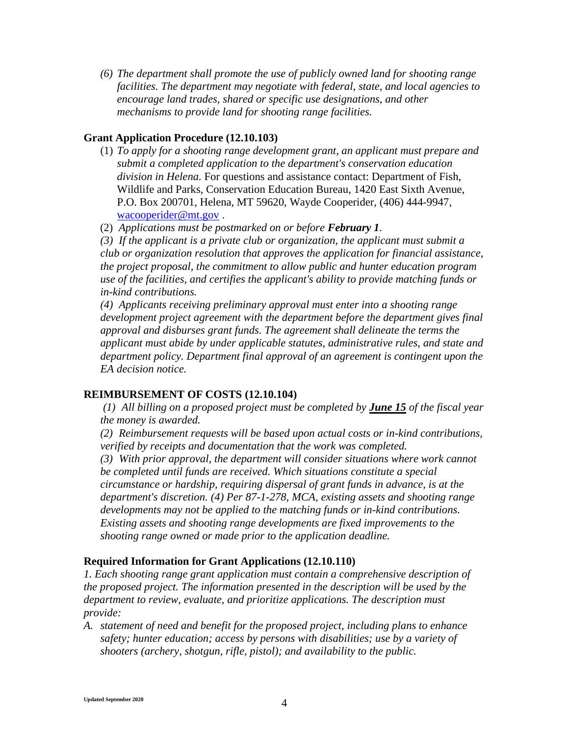*(6) The department shall promote the use of publicly owned land for shooting range facilities. The department may negotiate with federal, state, and local agencies to encourage land trades, shared or specific use designations, and other mechanisms to provide land for shooting range facilities.*

### Grant Application Procedure (12.10.103)

(1) *To apply for a shooting range development grant, an applicant must prepare and submit a completed application to the department's conservation education division in Helena.* For questions and assistance contact: Department of Fish, Wildlife and Parks, Conservation Education Bureau, 1420 East Sixth Avenue, P.O. Box 200701, Helena, MT 59620, Wayde Cooperider, (406) 444-9947, [wacooperider@mt.gov](mailto:wacooperider@mt.gov) .

(2) *Applications must be postmarked on or before **February 1**.*

*(3) If the applicant is a private club or organization, the applicant must submit a club or organization resolution that approves the application for financial assistance, the project proposal, the commitment to allow public and hunter education program use of the facilities, and certifies the applicant's ability to provide matching funds or in-kind contributions.*

*(4) Applicants receiving preliminary approval must enter into a shooting range development project agreement with the department before the department gives final approval and disburses grant funds. The agreement shall delineate the terms the applicant must abide by under applicable statutes, administrative rules, and state and department policy. Department final approval of an agreement is contingent upon the EA decision notice.*

### REIMBURSEMENT OF COSTS (12.10.104)

*(1) All billing on a proposed project must be completed by **June 15** of the fiscal year the money is awarded.*

*(2) Reimbursement requests will be based upon actual costs or in-kind contributions, verified by receipts and documentation that the work was completed.*

*(3) With prior approval, the department will consider situations where work cannot be completed until funds are received. Which situations constitute a special circumstance or hardship, requiring dispersal of grant funds in advance, is at the department's discretion. (4) Per 87-1-278, MCA, existing assets and shooting range developments may not be applied to the matching funds or in-kind contributions. Existing assets and shooting range developments are fixed improvements to the shooting range owned or made prior to the application deadline.*

### Required Information for Grant Applications (12.10.110)

*1. Each shooting range grant application must contain a comprehensive description of the proposed project. The information presented in the description will be used by the department to review, evaluate, and prioritize applications. The description must provide:*

*A. statement of need and benefit for the proposed project, including plans to enhance safety; hunter education; access by persons with disabilities; use by a variety of shooters (archery, shotgun, rifle, pistol); and availability to the public.*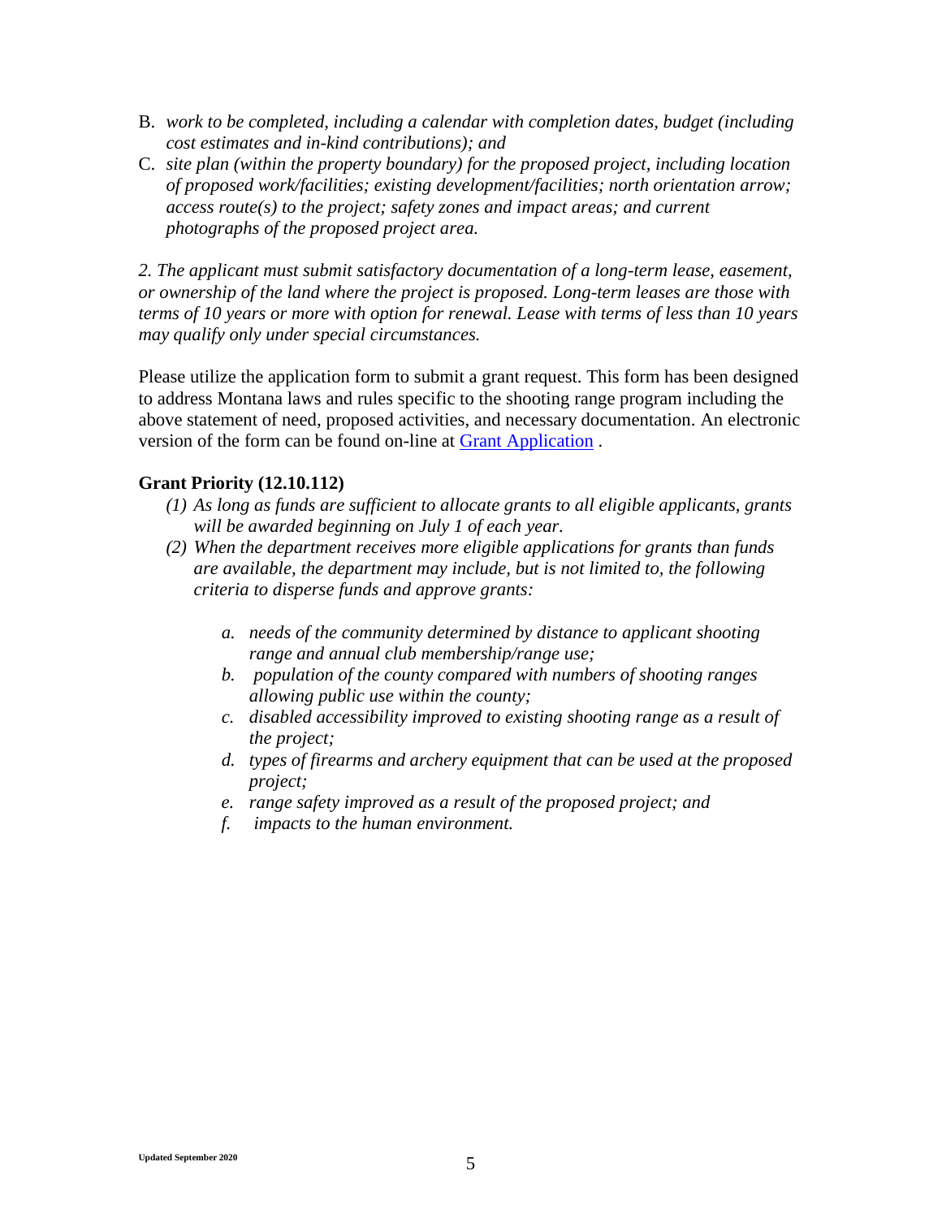B. *work to be completed, including a calendar with completion dates, budget (including cost estimates and in-kind contributions); and*

C. *site plan (within the property boundary) for the proposed project, including location of proposed work/facilities; existing development/facilities; north orientation arrow; access route(s) to the project; safety zones and impact areas; and current photographs of the proposed project area.*

*2. The applicant must submit satisfactory documentation of a long-term lease, easement, or ownership of the land where the project is proposed. Long-term leases are those with terms of 10 years or more with option for renewal. Lease with terms of less than 10 years may qualify only under special circumstances.*

Please utilize the application form to submit a grant request. This form has been designed to address Montana laws and rules specific to the shooting range program including the above statement of need, proposed activities, and necessary documentation. An electronic version of the form can be found on-line at [Grant Application](Grant Application) .

**Grant Priority (12.10.112)**

*(1) As long as funds are sufficient to allocate grants to all eligible applicants, grants will be awarded beginning on July 1 of each year.*

*(2) When the department receives more eligible applications for grants than funds are available, the department may include, but is not limited to, the following criteria to disperse funds and approve grants:*

*a. needs of the community determined by distance to applicant shooting range and annual club membership/range use;*

*b. population of the county compared with numbers of shooting ranges allowing public use within the county;*

*c. disabled accessibility improved to existing shooting range as a result of the project;*

*d. types of firearms and archery equipment that can be used at the proposed project;*

*e. range safety improved as a result of the proposed project; and*

*f. impacts to the human environment.*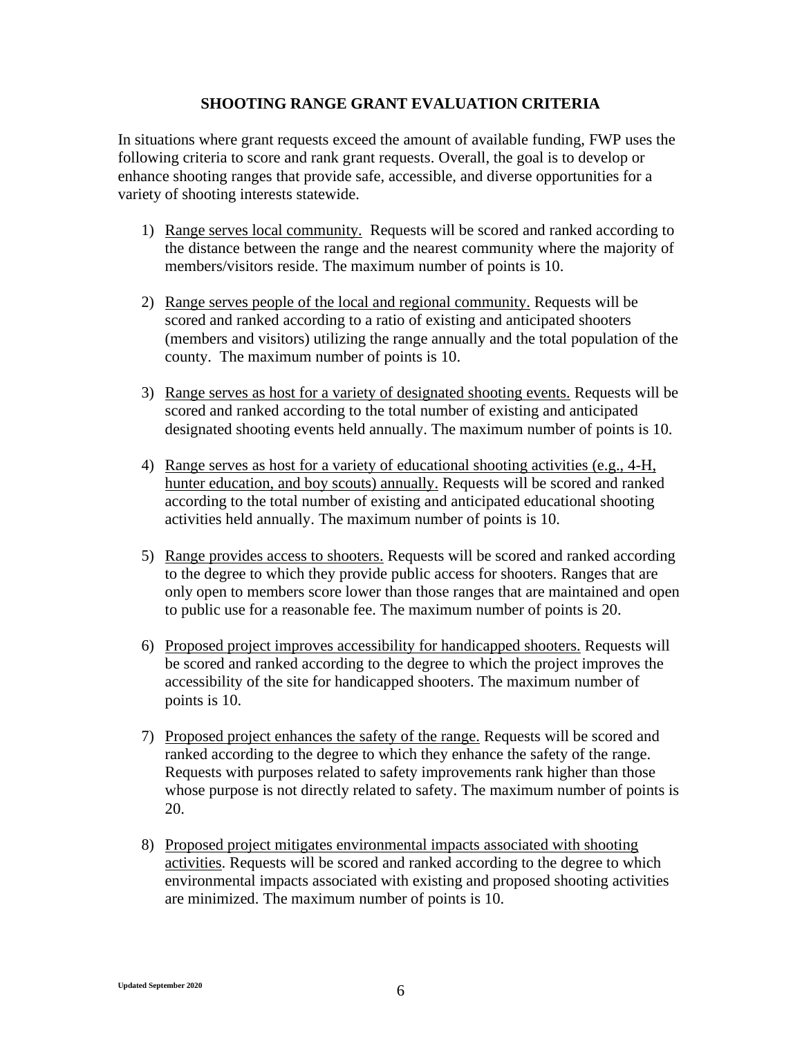## SHOOTING RANGE GRANT EVALUATION CRITERIA

In situations where grant requests exceed the amount of available funding, FWP uses the following criteria to score and rank grant requests. Overall, the goal is to develop or enhance shooting ranges that provide safe, accessible, and diverse opportunities for a variety of shooting interests statewide.

1) <u>Range serves local community.</u> Requests will be scored and ranked according to the distance between the range and the nearest community where the majority of members/visitors reside. The maximum number of points is 10.

2) <u>Range serves people of the local and regional community.</u> Requests will be scored and ranked according to a ratio of existing and anticipated shooters (members and visitors) utilizing the range annually and the total population of the county. The maximum number of points is 10.

3) <u>Range serves as host for a variety of designated shooting events.</u> Requests will be scored and ranked according to the total number of existing and anticipated designated shooting events held annually. The maximum number of points is 10.

4) <u>Range serves as host for a variety of educational shooting activities (e.g., 4-H, hunter education, and boy scouts) annually.</u> Requests will be scored and ranked according to the total number of existing and anticipated educational shooting activities held annually. The maximum number of points is 10.

5) <u>Range provides access to shooters.</u> Requests will be scored and ranked according to the degree to which they provide public access for shooters. Ranges that are only open to members score lower than those ranges that are maintained and open to public use for a reasonable fee. The maximum number of points is 20.

6) <u>Proposed project improves accessibility for handicapped shooters.</u> Requests will be scored and ranked according to the degree to which the project improves the accessibility of the site for handicapped shooters. The maximum number of points is 10.

7) <u>Proposed project enhances the safety of the range.</u> Requests will be scored and ranked according to the degree to which they enhance the safety of the range. Requests with purposes related to safety improvements rank higher than those whose purpose is not directly related to safety. The maximum number of points is 20.

8) <u>Proposed project mitigates environmental impacts associated with shooting activities</u>. Requests will be scored and ranked according to the degree to which environmental impacts associated with existing and proposed shooting activities are minimized. The maximum number of points is 10.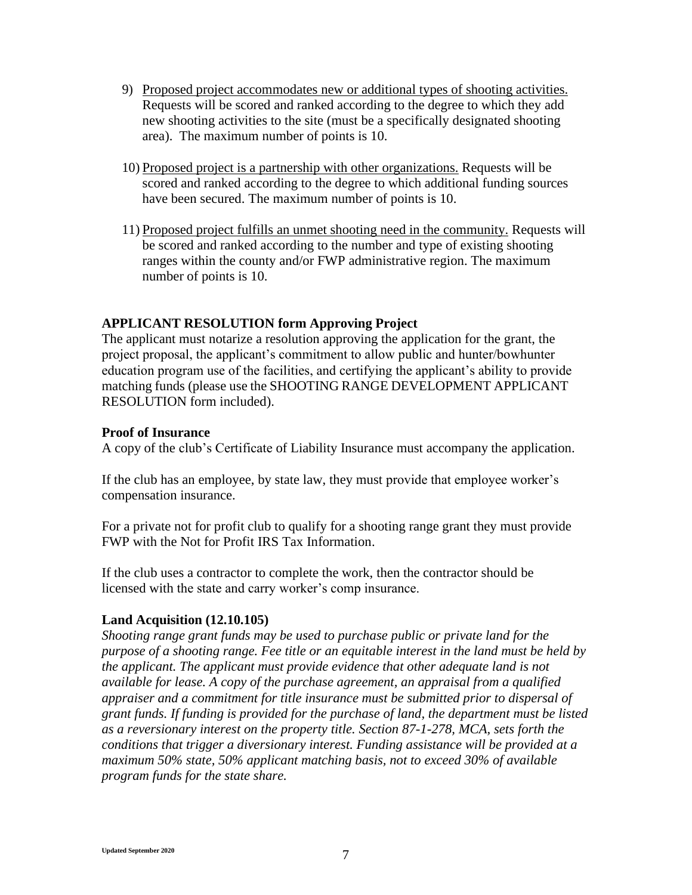9) Proposed project accommodates new or additional types of shooting activities. Requests will be scored and ranked according to the degree to which they add new shooting activities to the site (must be a specifically designated shooting area). The maximum number of points is 10.

10) Proposed project is a partnership with other organizations. Requests will be scored and ranked according to the degree to which additional funding sources have been secured. The maximum number of points is 10.

11) Proposed project fulfills an unmet shooting need in the community. Requests will be scored and ranked according to the number and type of existing shooting ranges within the county and/or FWP administrative region. The maximum number of points is 10.

**APPLICANT RESOLUTION form Approving Project**

The applicant must notarize a resolution approving the application for the grant, the project proposal, the applicant's commitment to allow public and hunter/bowhunter education program use of the facilities, and certifying the applicant's ability to provide matching funds (please use the SHOOTING RANGE DEVELOPMENT APPLICANT RESOLUTION form included).

**Proof of Insurance**

A copy of the club's Certificate of Liability Insurance must accompany the application.

If the club has an employee, by state law, they must provide that employee worker's compensation insurance.

For a private not for profit club to qualify for a shooting range grant they must provide FWP with the Not for Profit IRS Tax Information.

If the club uses a contractor to complete the work, then the contractor should be licensed with the state and carry worker's comp insurance.

**Land Acquisition (12.10.105)**

*Shooting range grant funds may be used to purchase public or private land for the purpose of a shooting range. Fee title or an equitable interest in the land must be held by the applicant. The applicant must provide evidence that other adequate land is not available for lease. A copy of the purchase agreement, an appraisal from a qualified appraiser and a commitment for title insurance must be submitted prior to dispersal of grant funds. If funding is provided for the purchase of land, the department must be listed as a reversionary interest on the property title. Section 87-1-278, MCA, sets forth the conditions that trigger a diversionary interest. Funding assistance will be provided at a maximum 50% state, 50% applicant matching basis, not to exceed 30% of available program funds for the state share.*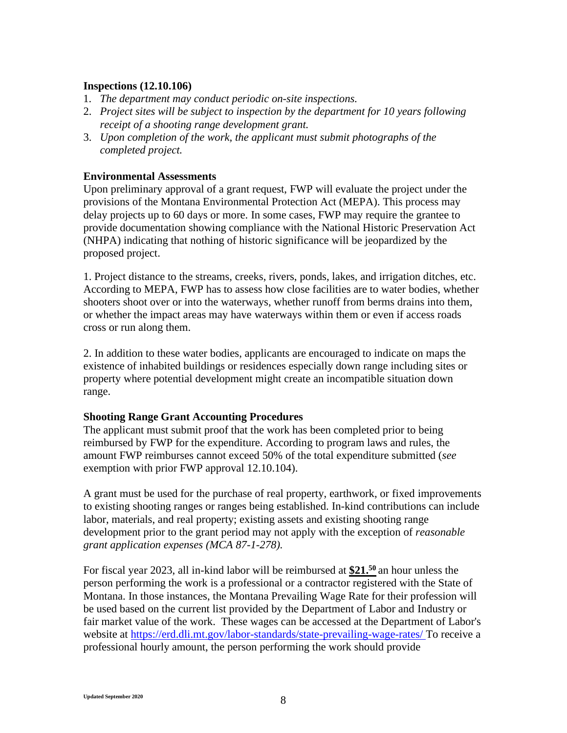**Inspections (12.10.106)**

1. *The department may conduct periodic on-site inspections.*
2. *Project sites will be subject to inspection by the department for 10 years following receipt of a shooting range development grant.*
3. *Upon completion of the work, the applicant must submit photographs of the completed project.*

**Environmental Assessments**

Upon preliminary approval of a grant request, FWP will evaluate the project under the provisions of the Montana Environmental Protection Act (MEPA). This process may delay projects up to 60 days or more. In some cases, FWP may require the grantee to provide documentation showing compliance with the National Historic Preservation Act (NHPA) indicating that nothing of historic significance will be jeopardized by the proposed project.

1. Project distance to the streams, creeks, rivers, ponds, lakes, and irrigation ditches, etc. According to MEPA, FWP has to assess how close facilities are to water bodies, whether shooters shoot over or into the waterways, whether runoff from berms drains into them, or whether the impact areas may have waterways within them or even if access roads cross or run along them.

2. In addition to these water bodies, applicants are encouraged to indicate on maps the existence of inhabited buildings or residences especially down range including sites or property where potential development might create an incompatible situation down range.

**Shooting Range Grant Accounting Procedures**

The applicant must submit proof that the work has been completed prior to being reimbursed by FWP for the expenditure. According to program laws and rules, the amount FWP reimburses cannot exceed 50% of the total expenditure submitted (*see* exemption with prior FWP approval 12.10.104).

A grant must be used for the purchase of real property, earthwork, or fixed improvements to existing shooting ranges or ranges being established. In-kind contributions can include labor, materials, and real property; existing assets and existing shooting range development prior to the grant period may not apply with the exception of *reasonable grant application expenses (MCA 87-1-278).*

For fiscal year 2023, all in-kind labor will be reimbursed at **$21.50** an hour unless the person performing the work is a professional or a contractor registered with the State of Montana. In those instances, the Montana Prevailing Wage Rate for their profession will be used based on the current list provided by the Department of Labor and Industry or fair market value of the work. These wages can be accessed at the Department of Labor's website at https://erd.dli.mt.gov/labor-standards/state-prevailing-wage-rates/ To receive a professional hourly amount, the person performing the work should provide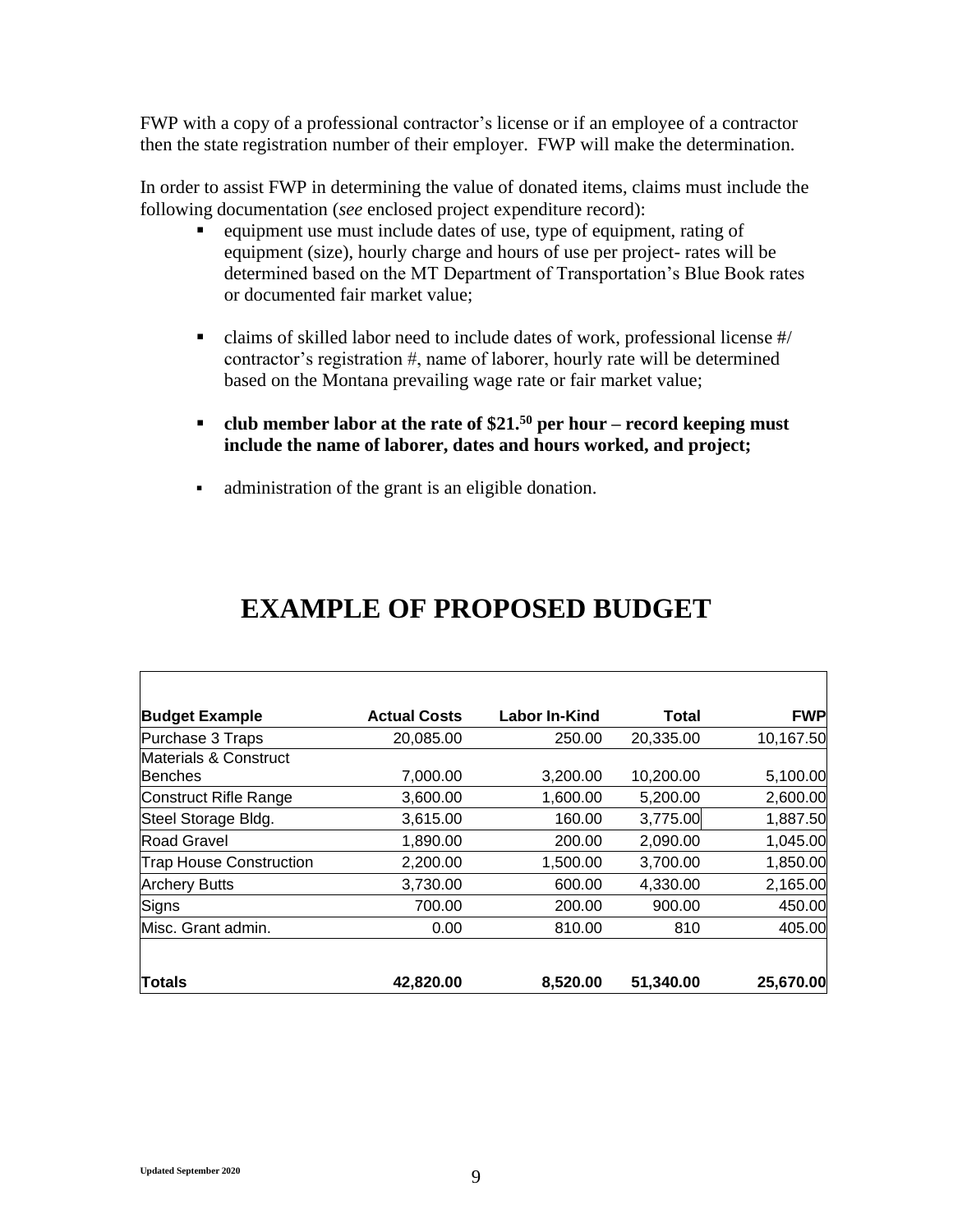FWP with a copy of a professional contractor's license or if an employee of a contractor then the state registration number of their employer. FWP will make the determination.

In order to assist FWP in determining the value of donated items, claims must include the following documentation (*see* enclosed project expenditure record):

- equipment use must include dates of use, type of equipment, rating of equipment (size), hourly charge and hours of use per project- rates will be determined based on the MT Department of Transportation's Blue Book rates or documented fair market value;

- claims of skilled labor need to include dates of work, professional license #/ contractor's registration #, name of laborer, hourly rate will be determined based on the Montana prevailing wage rate or fair market value;

- **club member labor at the rate of $21.50 per hour – record keeping must include the name of laborer, dates and hours worked, and project;**

- administration of the grant is an eligible donation.

# EXAMPLE OF PROPOSED BUDGET

| Budget Example | Actual Costs | Labor In-Kind | Total | FWP |
|---|---|---|---|---|
| Purchase 3 Traps | 20,085.00 | 250.00 | 20,335.00 | 10,167.50 |
| Materials & Construct Benches | 7,000.00 | 3,200.00 | 10,200.00 | 5,100.00 |
| Construct Rifle Range | 3,600.00 | 1,600.00 | 5,200.00 | 2,600.00 |
| Steel Storage Bldg. | 3,615.00 | 160.00 | 3,775.00 | 1,887.50 |
| Road Gravel | 1,890.00 | 200.00 | 2,090.00 | 1,045.00 |
| Trap House Construction | 2,200.00 | 1,500.00 | 3,700.00 | 1,850.00 |
| Archery Butts | 3,730.00 | 600.00 | 4,330.00 | 2,165.00 |
| Signs | 700.00 | 200.00 | 900.00 | 450.00 |
| Misc. Grant admin. | 0.00 | 810.00 | 810 | 405.00 |
| **Totals** | **42,820.00** | **8,520.00** | **51,340.00** | **25,670.00** |

Updated September 2020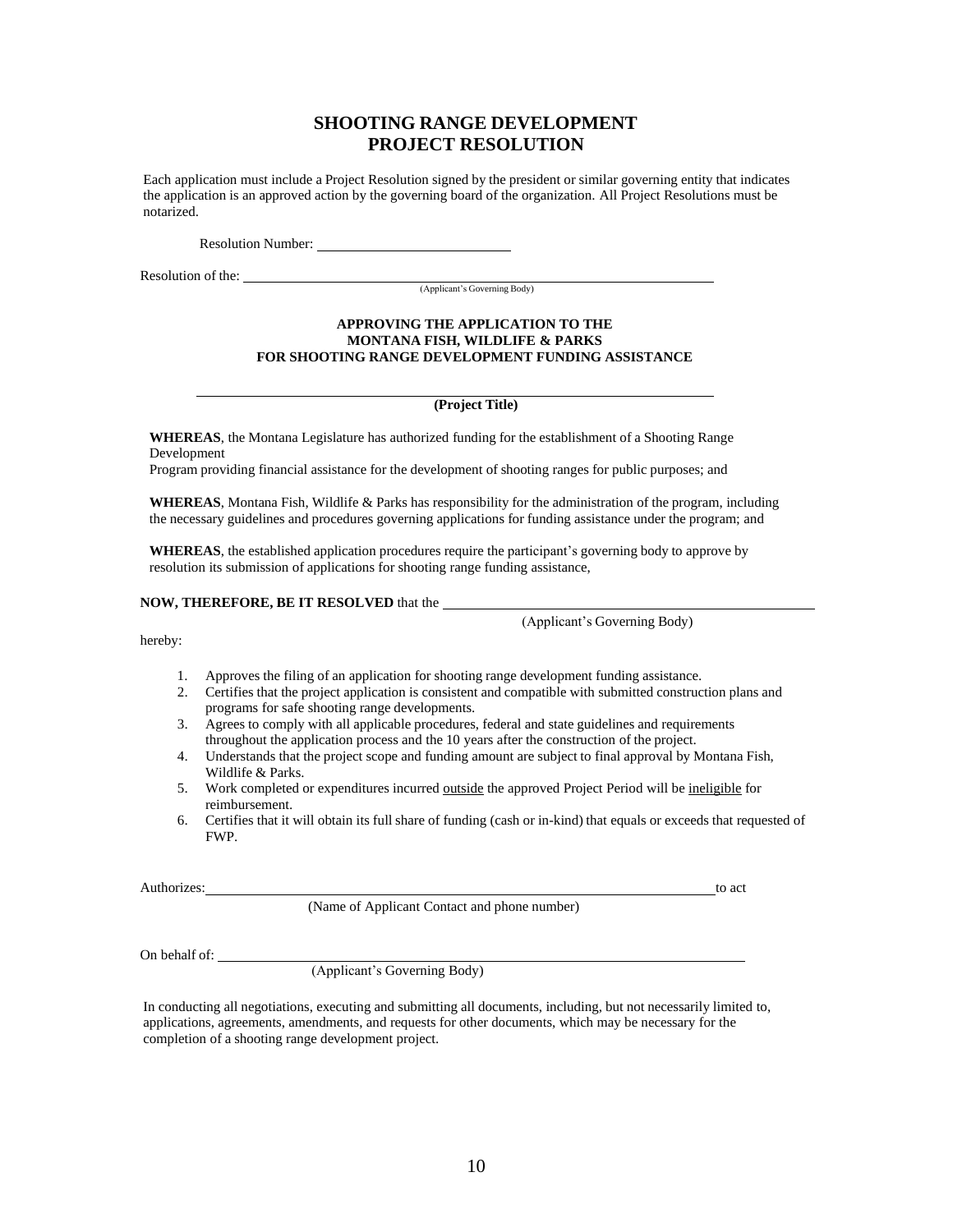# SHOOTING RANGE DEVELOPMENT PROJECT RESOLUTION

Each application must include a Project Resolution signed by the president or similar governing entity that indicates the application is an approved action by the governing board of the organization. All Project Resolutions must be notarized.

Resolution Number: ____________________________

Resolution of the: ______________________________________________________________
(Applicant's Governing Body)

**APPROVING THE APPLICATION TO THE MONTANA FISH, WILDLIFE & PARKS FOR SHOOTING RANGE DEVELOPMENT FUNDING ASSISTANCE**

______________________________________________________________

**(Project Title)**

**WHEREAS**, the Montana Legislature has authorized funding for the establishment of a Shooting Range Development
Program providing financial assistance for the development of shooting ranges for public purposes; and

**WHEREAS**, Montana Fish, Wildlife & Parks has responsibility for the administration of the program, including the necessary guidelines and procedures governing applications for funding assistance under the program; and

**WHEREAS**, the established application procedures require the participant's governing body to approve by resolution its submission of applications for shooting range funding assistance,

**NOW, THEREFORE, BE IT RESOLVED** that the ______________________________________________
(Applicant's Governing Body)

hereby:

1. Approves the filing of an application for shooting range development funding assistance.
2. Certifies that the project application is consistent and compatible with submitted construction plans and programs for safe shooting range developments.
3. Agrees to comply with all applicable procedures, federal and state guidelines and requirements throughout the application process and the 10 years after the construction of the project.
4. Understands that the project scope and funding amount are subject to final approval by Montana Fish, Wildlife & Parks.
5. Work completed or expenditures incurred <u>outside</u> the approved Project Period will be <u>ineligible</u> for reimbursement.
6. Certifies that it will obtain its full share of funding (cash or in-kind) that equals or exceeds that requested of FWP.

Authorizes: ______________________________________________________________ to act
(Name of Applicant Contact and phone number)

On behalf of: ______________________________________________________________
(Applicant's Governing Body)

In conducting all negotiations, executing and submitting all documents, including, but not necessarily limited to, applications, agreements, amendments, and requests for other documents, which may be necessary for the completion of a shooting range development project.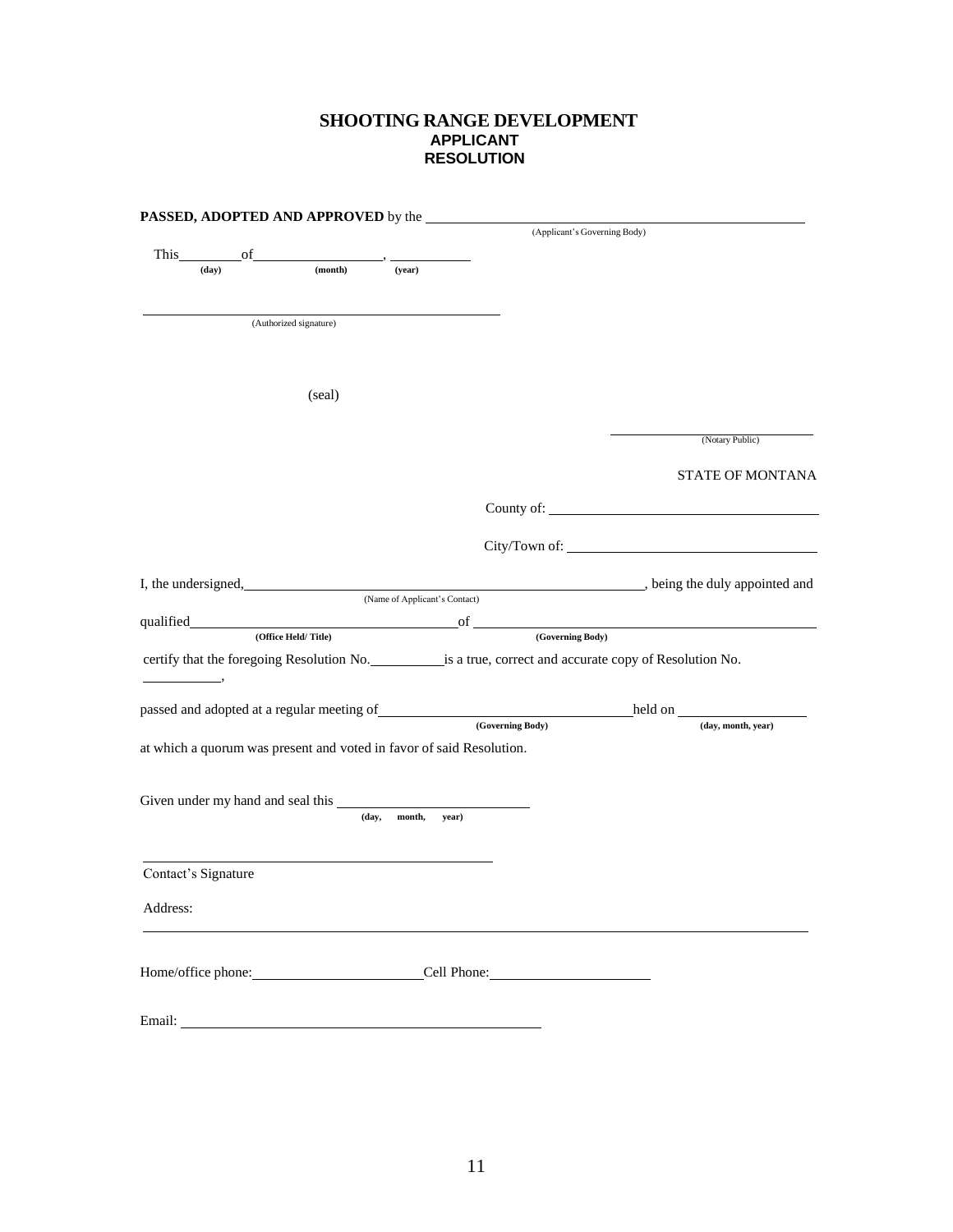# SHOOTING RANGE DEVELOPMENT
## APPLICANT
## RESOLUTION

**PASSED, ADOPTED AND APPROVED** by the ______________________________________
(Applicant's Governing Body)

This ________ of ________________, __________
(day) (month) (year)

________________________________________
(Authorized signature)

(seal)

________________________
(Notary Public)

STATE OF MONTANA

County of: ______________________________

City/Town of: ___________________________

I, the undersigned, ____________________________________________, being the duly appointed and
(Name of Applicant's Contact)

qualified ________________________________ of ________________________________________
(Office Held/ Title) (Governing Body)

certify that the foregoing Resolution No. __________ is a true, correct and accurate copy of Resolution No. __________,

passed and adopted at a regular meeting of ______________________________ held on __________________
(Governing Body) (day, month, year)

at which a quorum was present and voted in favor of said Resolution.

Given under my hand and seal this __________________________
(day, month, year)

________________________________________
Contact's Signature

Address:

__________________________________________________________________________

Home/office phone: ______________________ Cell Phone: ______________________

Email: ______________________________________________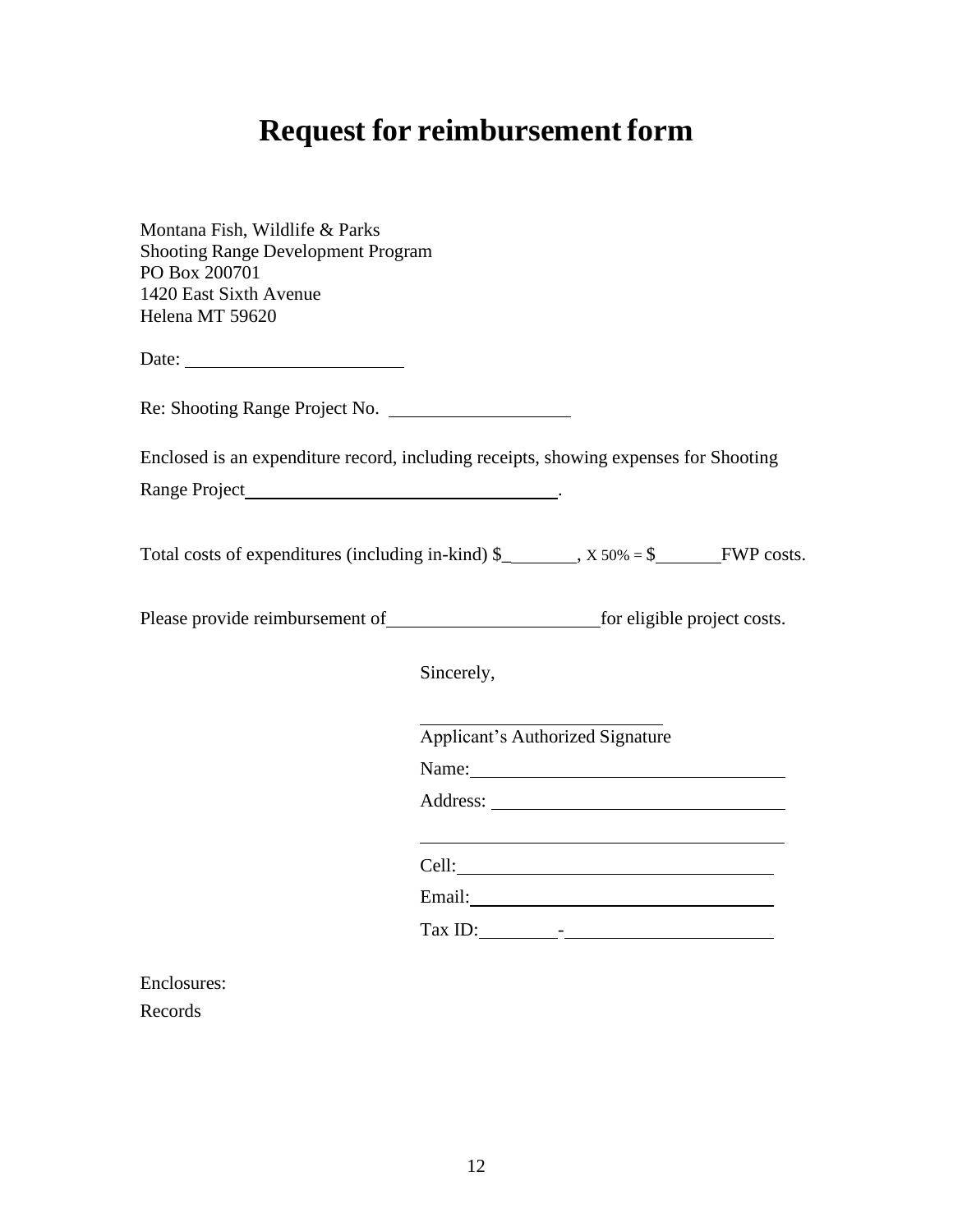# Request for reimbursement form

Montana Fish, Wildlife & Parks
Shooting Range Development Program
PO Box 200701
1420 East Sixth Avenue
Helena MT 59620

Date: ______________________

Re: Shooting Range Project No. ____________________

Enclosed is an expenditure record, including receipts, showing expenses for Shooting Range Project__________________________________.

Total costs of expenditures (including in-kind) $________, X 50% = $________FWP costs.

Please provide reimbursement of______________________for eligible project costs.

Sincerely,

___________________________
Applicant's Authorized Signature

Name:________________________________

Address: ______________________________

______________________________________

Cell:________________________________

Email:________________________________

Tax ID:_________-_____________________

Enclosures:
Records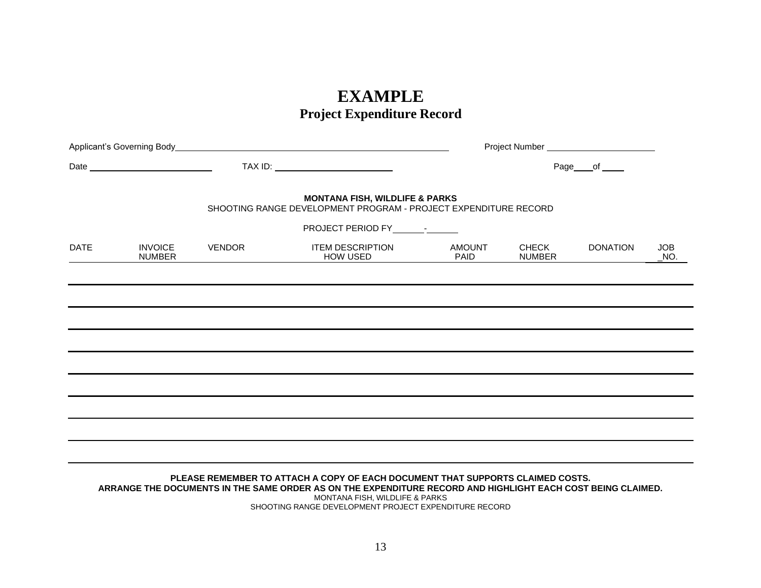# EXAMPLE

## Project Expenditure Record

Applicant's Governing Body____________________________________________ Project Number ____________________

Date ______________________ TAX ID: ______________________ Page____of ____

**MONTANA FISH, WILDLIFE & PARKS**

SHOOTING RANGE DEVELOPMENT PROGRAM - PROJECT EXPENDITURE RECORD

PROJECT PERIOD FY______-______

| DATE | INVOICE NUMBER | VENDOR | ITEM DESCRIPTION HOW USED | AMOUNT PAID | CHECK NUMBER | DONATION | JOB NO. |
|---|---|---|---|---|---|---|---|
| | | | | | | | |
| | | | | | | | |
| | | | | | | | |
| | | | | | | | |
| | | | | | | | |
| | | | | | | | |
| | | | | | | | |
| | | | | | | | |
| | | | | | | | |

**PLEASE REMEMBER TO ATTACH A COPY OF EACH DOCUMENT THAT SUPPORTS CLAIMED COSTS.**
**ARRANGE THE DOCUMENTS IN THE SAME ORDER AS ON THE EXPENDITURE RECORD AND HIGHLIGHT EACH COST BEING CLAIMED.**

MONTANA FISH, WILDLIFE & PARKS
SHOOTING RANGE DEVELOPMENT PROJECT EXPENDITURE RECORD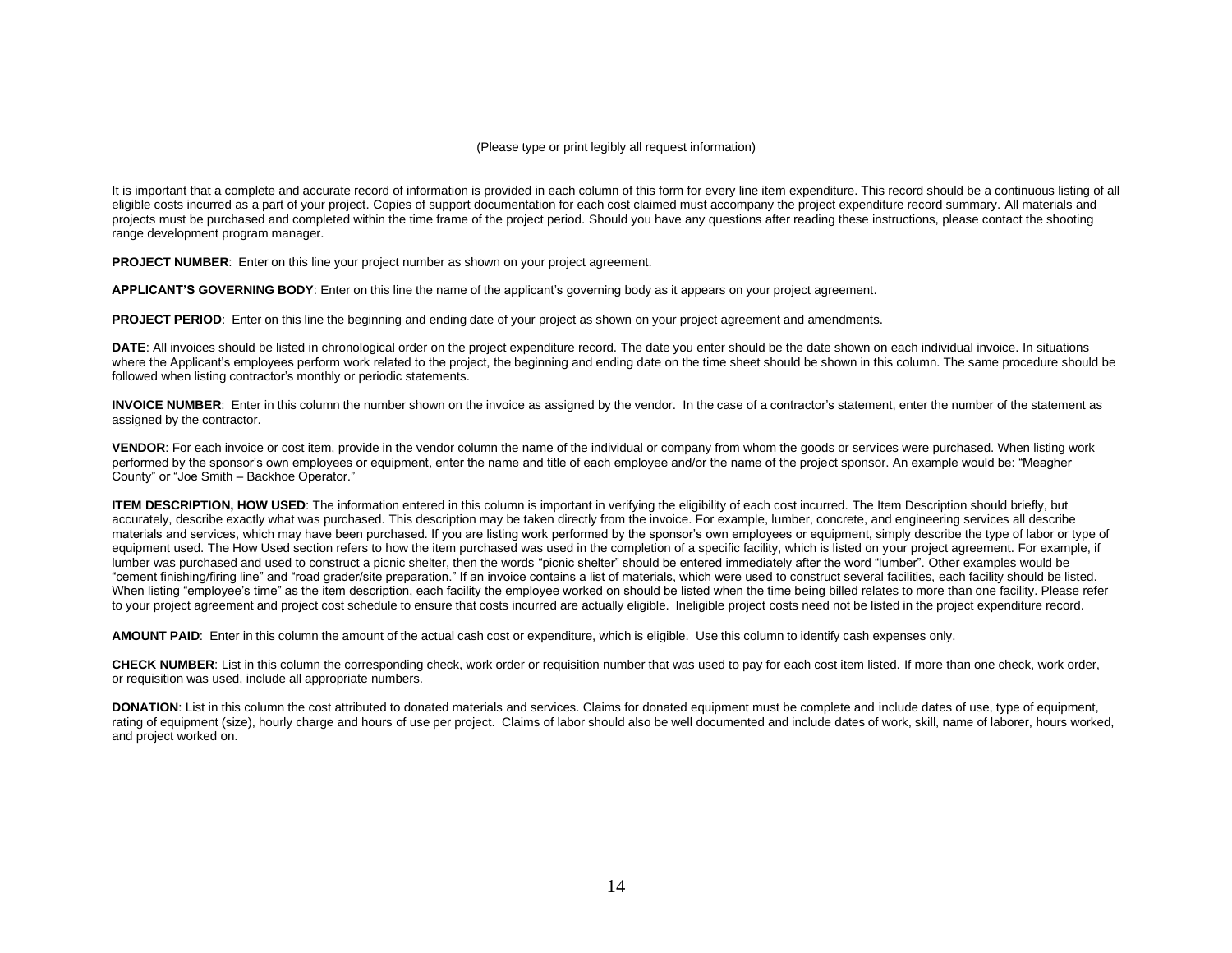(Please type or print legibly all request information)

It is important that a complete and accurate record of information is provided in each column of this form for every line item expenditure. This record should be a continuous listing of all eligible costs incurred as a part of your project. Copies of support documentation for each cost claimed must accompany the project expenditure record summary. All materials and projects must be purchased and completed within the time frame of the project period. Should you have any questions after reading these instructions, please contact the shooting range development program manager.

**PROJECT NUMBER**: Enter on this line your project number as shown on your project agreement.

**APPLICANT'S GOVERNING BODY**: Enter on this line the name of the applicant's governing body as it appears on your project agreement.

**PROJECT PERIOD**: Enter on this line the beginning and ending date of your project as shown on your project agreement and amendments.

**DATE**: All invoices should be listed in chronological order on the project expenditure record. The date you enter should be the date shown on each individual invoice. In situations where the Applicant's employees perform work related to the project, the beginning and ending date on the time sheet should be shown in this column. The same procedure should be followed when listing contractor's monthly or periodic statements.

**INVOICE NUMBER**: Enter in this column the number shown on the invoice as assigned by the vendor. In the case of a contractor's statement, enter the number of the statement as assigned by the contractor.

**VENDOR**: For each invoice or cost item, provide in the vendor column the name of the individual or company from whom the goods or services were purchased. When listing work performed by the sponsor's own employees or equipment, enter the name and title of each employee and/or the name of the project sponsor. An example would be: "Meagher County" or "Joe Smith – Backhoe Operator."

**ITEM DESCRIPTION, HOW USED**: The information entered in this column is important in verifying the eligibility of each cost incurred. The Item Description should briefly, but accurately, describe exactly what was purchased. This description may be taken directly from the invoice. For example, lumber, concrete, and engineering services all describe materials and services, which may have been purchased. If you are listing work performed by the sponsor's own employees or equipment, simply describe the type of labor or type of equipment used. The How Used section refers to how the item purchased was used in the completion of a specific facility, which is listed on your project agreement. For example, if lumber was purchased and used to construct a picnic shelter, then the words "picnic shelter" should be entered immediately after the word "lumber". Other examples would be "cement finishing/firing line" and "road grader/site preparation." If an invoice contains a list of materials, which were used to construct several facilities, each facility should be listed. When listing "employee's time" as the item description, each facility the employee worked on should be listed when the time being billed relates to more than one facility. Please refer to your project agreement and project cost schedule to ensure that costs incurred are actually eligible. Ineligible project costs need not be listed in the project expenditure record.

**AMOUNT PAID**: Enter in this column the amount of the actual cash cost or expenditure, which is eligible. Use this column to identify cash expenses only.

**CHECK NUMBER**: List in this column the corresponding check, work order or requisition number that was used to pay for each cost item listed. If more than one check, work order, or requisition was used, include all appropriate numbers.

**DONATION**: List in this column the cost attributed to donated materials and services. Claims for donated equipment must be complete and include dates of use, type of equipment, rating of equipment (size), hourly charge and hours of use per project. Claims of labor should also be well documented and include dates of work, skill, name of laborer, hours worked, and project worked on.